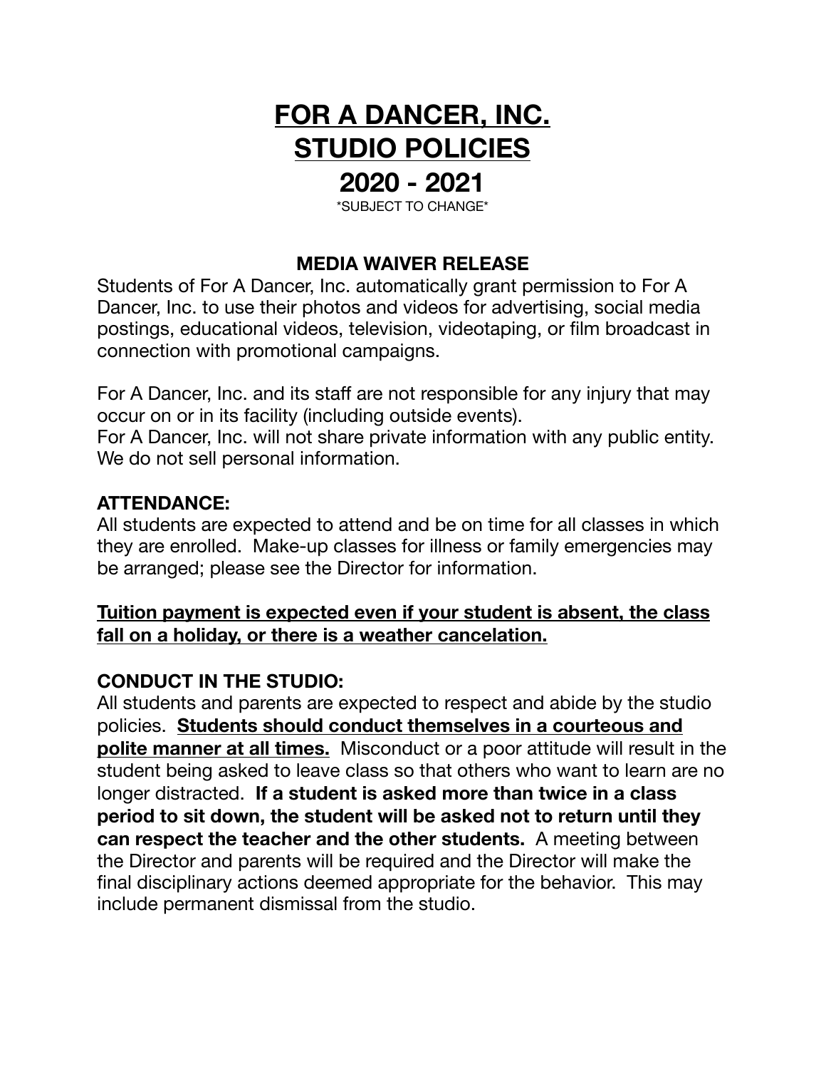# FOR A DANCER, INC.
# STUDIO POLICIES
# 2020 - 2021

*SUBJECT TO CHANGE*

### MEDIA WAIVER RELEASE

Students of For A Dancer, Inc. automatically grant permission to For A Dancer, Inc. to use their photos and videos for advertising, social media postings, educational videos, television, videotaping, or film broadcast in connection with promotional campaigns.

For A Dancer, Inc. and its staff are not responsible for any injury that may occur on or in its facility (including outside events).
For A Dancer, Inc. will not share private information with any public entity. We do not sell personal information.

**ATTENDANCE:**

All students are expected to attend and be on time for all classes in which they are enrolled. Make-up classes for illness or family emergencies may be arranged; please see the Director for information.

**Tuition payment is expected even if your student is absent, the class fall on a holiday, or there is a weather cancelation.**

**CONDUCT IN THE STUDIO:**

All students and parents are expected to respect and abide by the studio policies. **Students should conduct themselves in a courteous and polite manner at all times.** Misconduct or a poor attitude will result in the student being asked to leave class so that others who want to learn are no longer distracted. **If a student is asked more than twice in a class period to sit down, the student will be asked not to return until they can respect the teacher and the other students.** A meeting between the Director and parents will be required and the Director will make the final disciplinary actions deemed appropriate for the behavior. This may include permanent dismissal from the studio.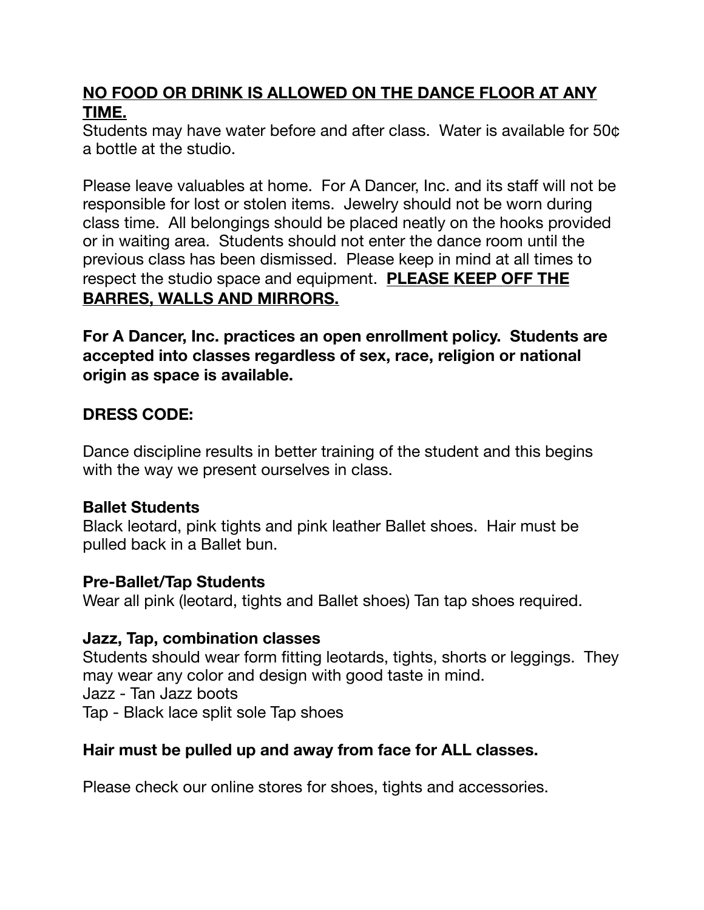**<u>NO FOOD OR DRINK IS ALLOWED ON THE DANCE FLOOR AT ANY TIME.</u>**

Students may have water before and after class. Water is available for 50¢ a bottle at the studio.

Please leave valuables at home. For A Dancer, Inc. and its staff will not be responsible for lost or stolen items. Jewelry should not be worn during class time. All belongings should be placed neatly on the hooks provided or in waiting area. Students should not enter the dance room until the previous class has been dismissed. Please keep in mind at all times to respect the studio space and equipment. **<u>PLEASE KEEP OFF THE BARRES, WALLS AND MIRRORS.</u>**

**For A Dancer, Inc. practices an open enrollment policy. Students are accepted into classes regardless of sex, race, religion or national origin as space is available.**

**DRESS CODE:**

Dance discipline results in better training of the student and this begins with the way we present ourselves in class.

**Ballet Students**

Black leotard, pink tights and pink leather Ballet shoes. Hair must be pulled back in a Ballet bun.

**Pre-Ballet/Tap Students**

Wear all pink (leotard, tights and Ballet shoes) Tan tap shoes required.

**Jazz, Tap, combination classes**

Students should wear form fitting leotards, tights, shorts or leggings. They may wear any color and design with good taste in mind.
Jazz - Tan Jazz boots
Tap - Black lace split sole Tap shoes

**Hair must be pulled up and away from face for ALL classes.**

Please check our online stores for shoes, tights and accessories.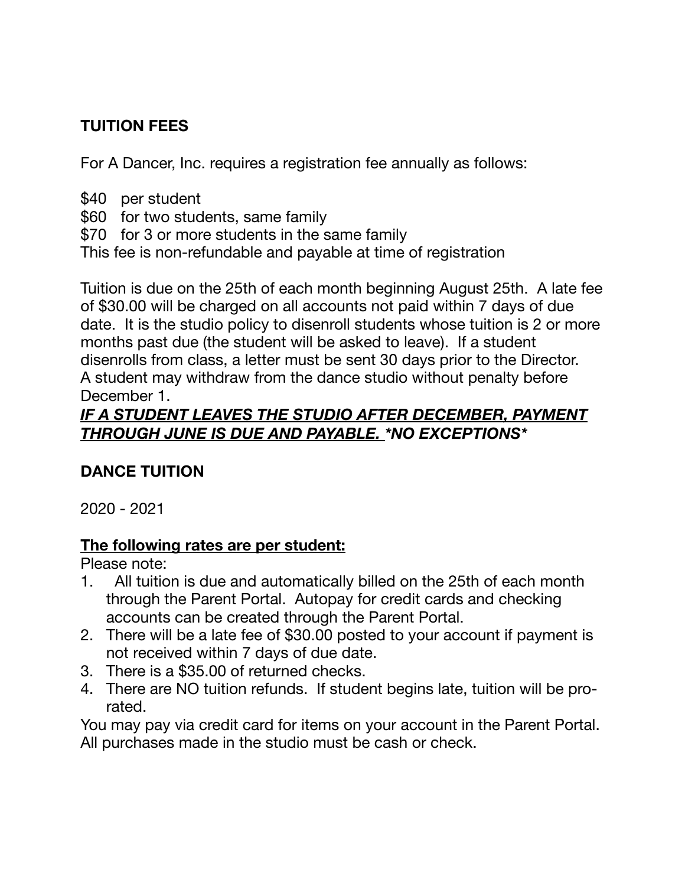**TUITION FEES**

For A Dancer, Inc. requires a registration fee annually as follows:

$40 per student
$60 for two students, same family
$70 for 3 or more students in the same family
This fee is non-refundable and payable at time of registration

Tuition is due on the 25th of each month beginning August 25th. A late fee of $30.00 will be charged on all accounts not paid within 7 days of due date. It is the studio policy to disenroll students whose tuition is 2 or more months past due (the student will be asked to leave). If a student disenrolls from class, a letter must be sent 30 days prior to the Director. A student may withdraw from the dance studio without penalty before December 1.

***<u>IF A STUDENT LEAVES THE STUDIO AFTER DECEMBER, PAYMENT THROUGH JUNE IS DUE AND PAYABLE.</u> *NO EXCEPTIONS****

**DANCE TUITION**

2020 - 2021

**<u>The following rates are per student:</u>**

Please note:

1. All tuition is due and automatically billed on the 25th of each month through the Parent Portal. Autopay for credit cards and checking accounts can be created through the Parent Portal.
2. There will be a late fee of $30.00 posted to your account if payment is not received within 7 days of due date.
3. There is a $35.00 of returned checks.
4. There are NO tuition refunds. If student begins late, tuition will be pro-rated.

You may pay via credit card for items on your account in the Parent Portal. All purchases made in the studio must be cash or check.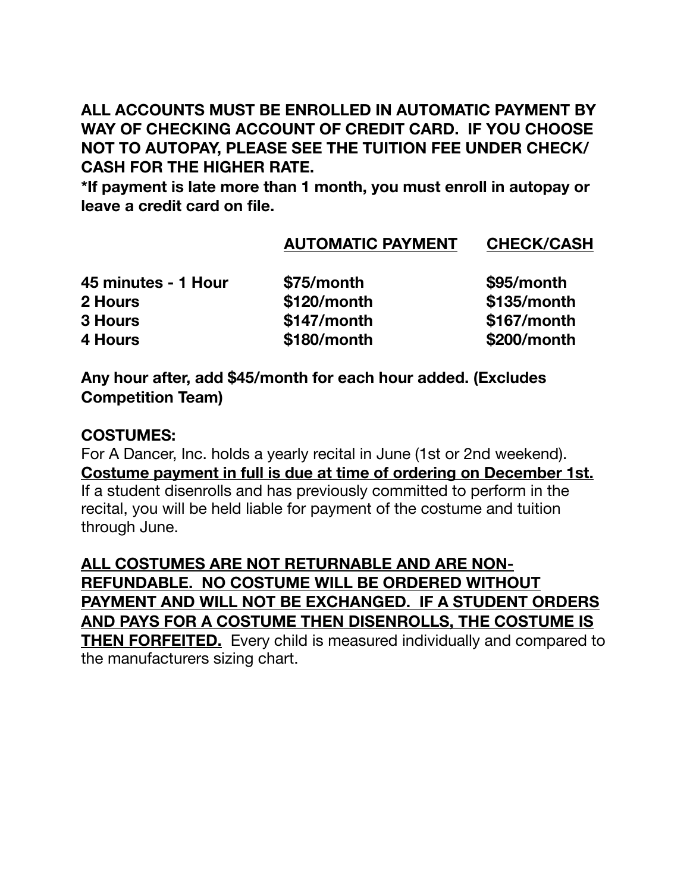**ALL ACCOUNTS MUST BE ENROLLED IN AUTOMATIC PAYMENT BY WAY OF CHECKING ACCOUNT OF CREDIT CARD. IF YOU CHOOSE NOT TO AUTOPAY, PLEASE SEE THE TUITION FEE UNDER CHECK/ CASH FOR THE HIGHER RATE.**

**\*If payment is late more than 1 month, you must enroll in autopay or leave a credit card on file.**

| | **AUTOMATIC PAYMENT** | **CHECK/CASH** |
|---|---|---|
| **45 minutes - 1 Hour** | **$75/month** | **$95/month** |
| **2 Hours** | **$120/month** | **$135/month** |
| **3 Hours** | **$147/month** | **$167/month** |
| **4 Hours** | **$180/month** | **$200/month** |

**Any hour after, add $45/month for each hour added. (Excludes Competition Team)**

**COSTUMES:**

For A Dancer, Inc. holds a yearly recital in June (1st or 2nd weekend). **Costume payment in full is due at time of ordering on December 1st.** If a student disenrolls and has previously committed to perform in the recital, you will be held liable for payment of the costume and tuition through June.

**ALL COSTUMES ARE NOT RETURNABLE AND ARE NON-REFUNDABLE. NO COSTUME WILL BE ORDERED WITHOUT PAYMENT AND WILL NOT BE EXCHANGED. IF A STUDENT ORDERS AND PAYS FOR A COSTUME THEN DISENROLLS, THE COSTUME IS THEN FORFEITED.** Every child is measured individually and compared to the manufacturers sizing chart.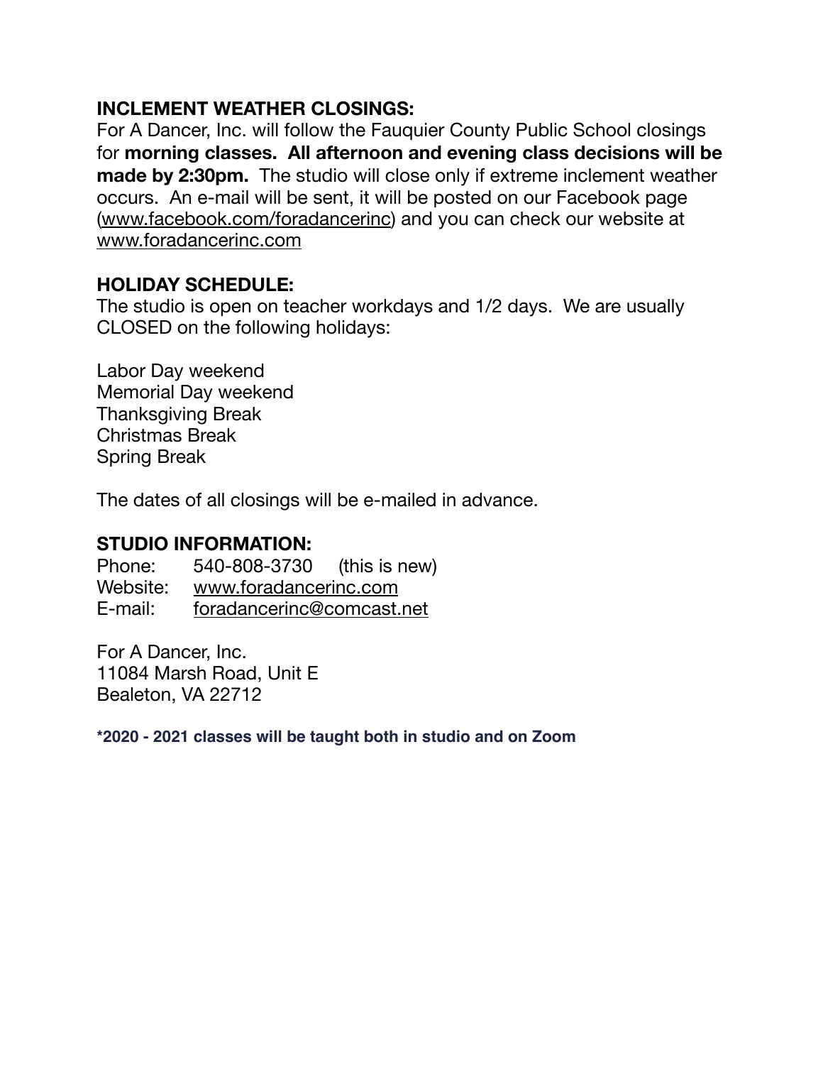**INCLEMENT WEATHER CLOSINGS:**
For A Dancer, Inc. will follow the Fauquier County Public School closings for **morning classes. All afternoon and evening class decisions will be made by 2:30pm.** The studio will close only if extreme inclement weather occurs. An e-mail will be sent, it will be posted on our Facebook page (www.facebook.com/foradancerinc) and you can check our website at www.foradancerinc.com

**HOLIDAY SCHEDULE:**
The studio is open on teacher workdays and 1/2 days. We are usually CLOSED on the following holidays:

Labor Day weekend
Memorial Day weekend
Thanksgiving Break
Christmas Break
Spring Break

The dates of all closings will be e-mailed in advance.

**STUDIO INFORMATION:**
Phone: 540-808-3730 (this is new)
Website: www.foradancerinc.com
E-mail: foradancerinc@comcast.net

For A Dancer, Inc.
11084 Marsh Road, Unit E
Bealeton, VA 22712

**\*2020 - 2021 classes will be taught both in studio and on Zoom**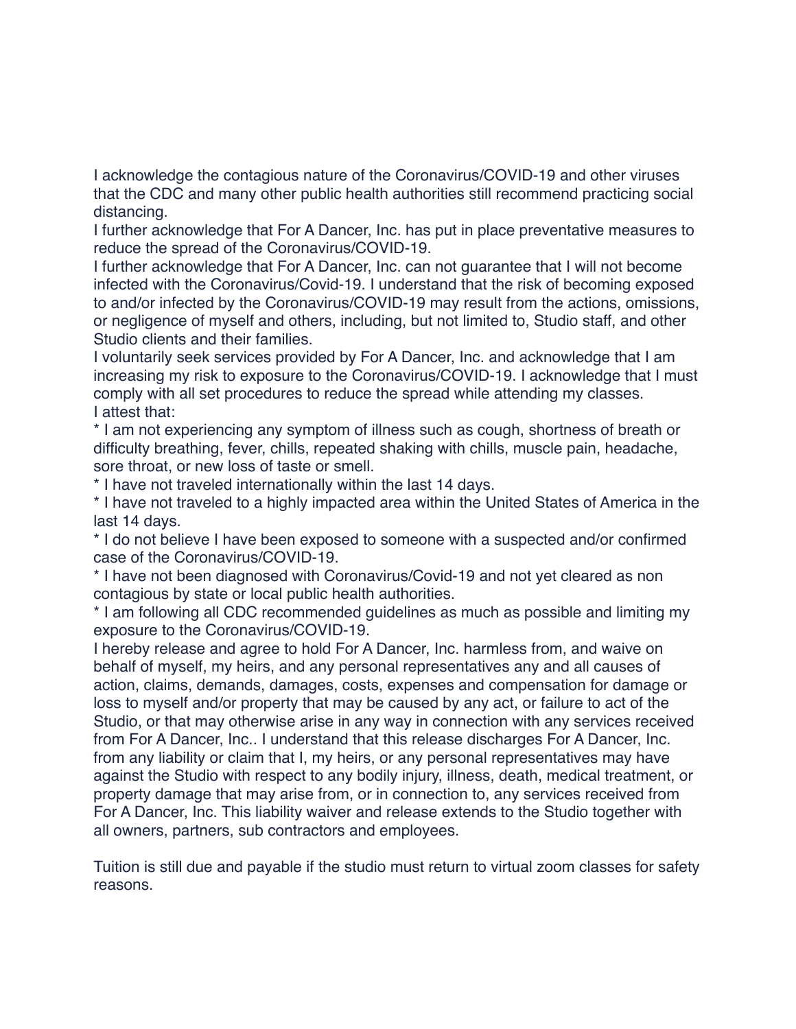I acknowledge the contagious nature of the Coronavirus/COVID-19 and other viruses that the CDC and many other public health authorities still recommend practicing social distancing.

I further acknowledge that For A Dancer, Inc. has put in place preventative measures to reduce the spread of the Coronavirus/COVID-19.

I further acknowledge that For A Dancer, Inc. can not guarantee that I will not become infected with the Coronavirus/Covid-19. I understand that the risk of becoming exposed to and/or infected by the Coronavirus/COVID-19 may result from the actions, omissions, or negligence of myself and others, including, but not limited to, Studio staff, and other Studio clients and their families.

I voluntarily seek services provided by For A Dancer, Inc. and acknowledge that I am increasing my risk to exposure to the Coronavirus/COVID-19. I acknowledge that I must comply with all set procedures to reduce the spread while attending my classes.

I attest that:

* I am not experiencing any symptom of illness such as cough, shortness of breath or difficulty breathing, fever, chills, repeated shaking with chills, muscle pain, headache, sore throat, or new loss of taste or smell.
* I have not traveled internationally within the last 14 days.
* I have not traveled to a highly impacted area within the United States of America in the last 14 days.
* I do not believe I have been exposed to someone with a suspected and/or confirmed case of the Coronavirus/COVID-19.
* I have not been diagnosed with Coronavirus/Covid-19 and not yet cleared as non contagious by state or local public health authorities.
* I am following all CDC recommended guidelines as much as possible and limiting my exposure to the Coronavirus/COVID-19.

I hereby release and agree to hold For A Dancer, Inc. harmless from, and waive on behalf of myself, my heirs, and any personal representatives any and all causes of action, claims, demands, damages, costs, expenses and compensation for damage or loss to myself and/or property that may be caused by any act, or failure to act of the Studio, or that may otherwise arise in any way in connection with any services received from For A Dancer, Inc.. I understand that this release discharges For A Dancer, Inc. from any liability or claim that I, my heirs, or any personal representatives may have against the Studio with respect to any bodily injury, illness, death, medical treatment, or property damage that may arise from, or in connection to, any services received from For A Dancer, Inc. This liability waiver and release extends to the Studio together with all owners, partners, sub contractors and employees.

Tuition is still due and payable if the studio must return to virtual zoom classes for safety reasons.